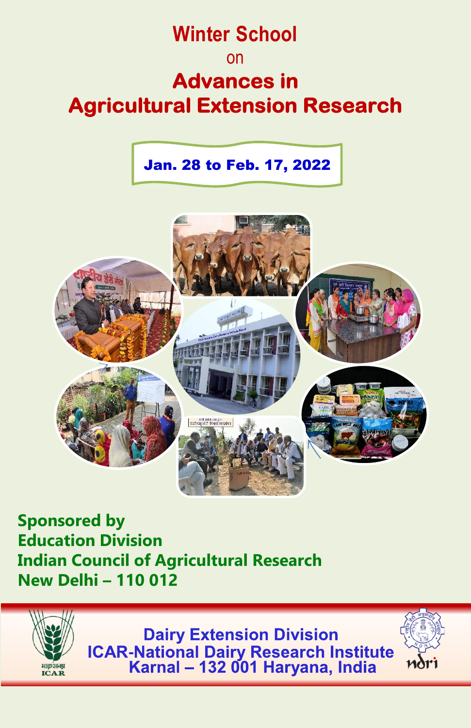# Winter School

on

# Advances in Agricultural Extension Research

**Jan. 28 to Feb. 17, 2022**

**Sponsored by**
**Education Division**
**Indian Council of Agricultural Research**
**New Delhi – 110 012**

**Dairy Extension Division**
**ICAR-National Dairy Research Institute**
**Karnal – 132 001 Haryana, India**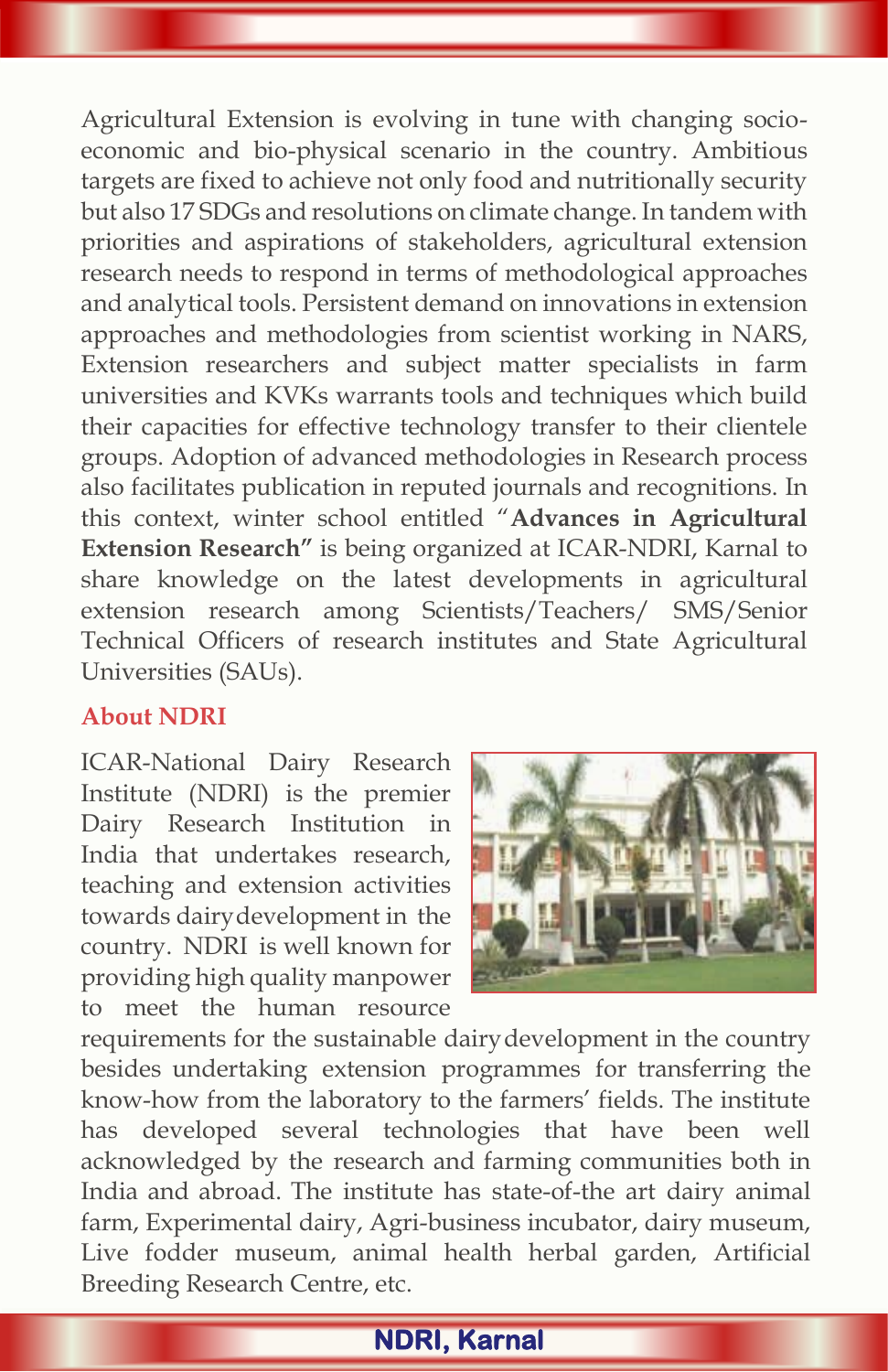Agricultural Extension is evolving in tune with changing socio-economic and bio-physical scenario in the country. Ambitious targets are fixed to achieve not only food and nutritionally security but also 17 SDGs and resolutions on climate change. In tandem with priorities and aspirations of stakeholders, agricultural extension research needs to respond in terms of methodological approaches and analytical tools. Persistent demand on innovations in extension approaches and methodologies from scientist working in NARS, Extension researchers and subject matter specialists in farm universities and KVKs warrants tools and techniques which build their capacities for effective technology transfer to their clientele groups. Adoption of advanced methodologies in Research process also facilitates publication in reputed journals and recognitions. In this context, winter school entitled "**Advances in Agricultural Extension Research"** is being organized at ICAR-NDRI, Karnal to share knowledge on the latest developments in agricultural extension research among Scientists/Teachers/ SMS/Senior Technical Officers of research institutes and State Agricultural Universities (SAUs).

## About NDRI

ICAR-National Dairy Research Institute (NDRI) is the premier Dairy Research Institution in India that undertakes research, teaching and extension activities towards dairy development in the country. NDRI is well known for providing high quality manpower to meet the human resource requirements for the sustainable dairy development in the country besides undertaking extension programmes for transferring the know-how from the laboratory to the farmers' fields. The institute has developed several technologies that have been well acknowledged by the research and farming communities both in India and abroad. The institute has state-of-the art dairy animal farm, Experimental dairy, Agri-business incubator, dairy museum, Live fodder museum, animal health herbal garden, Artificial Breeding Research Centre, etc.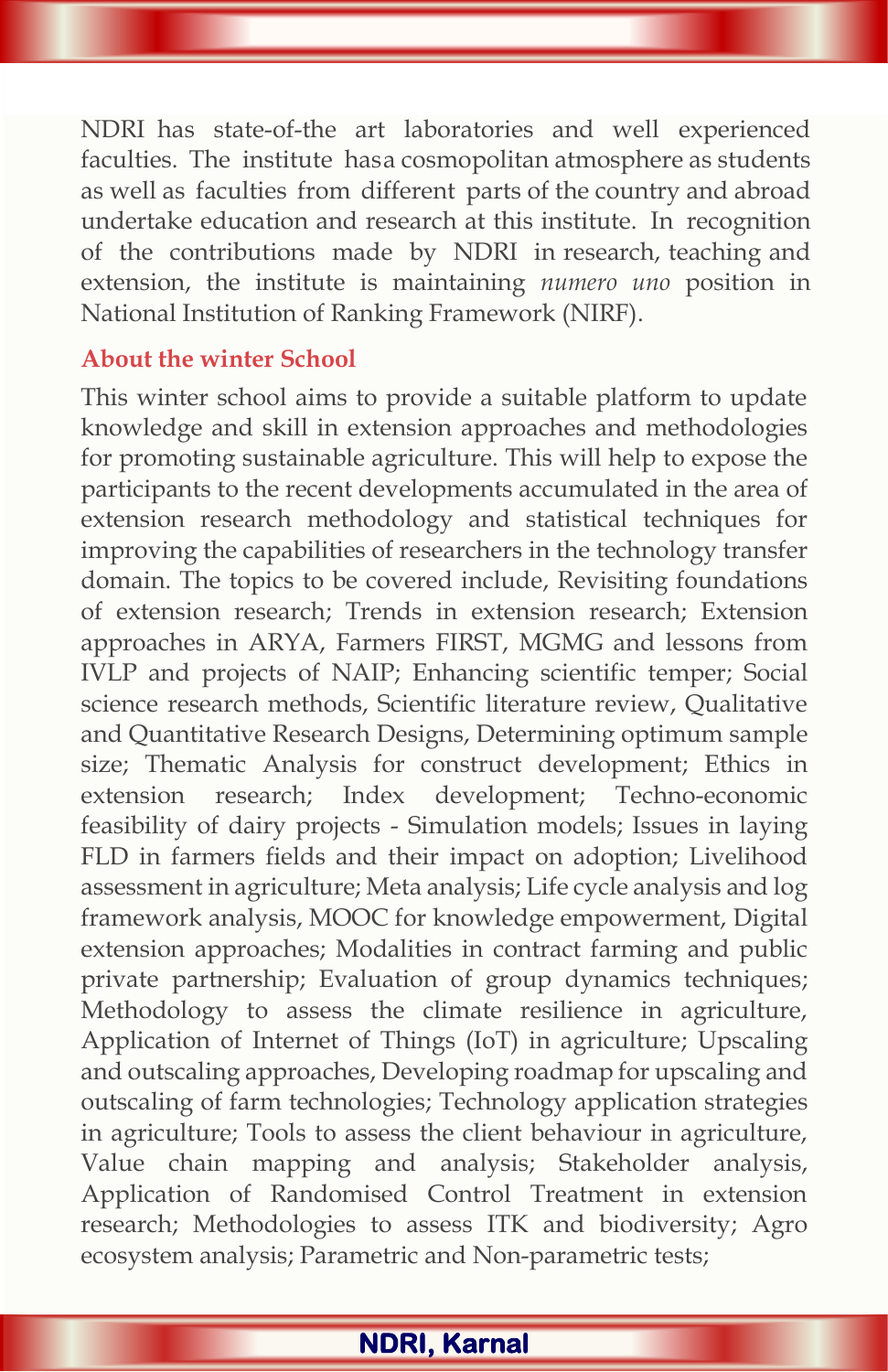NDRI has state-of-the art laboratories and well experienced faculties. The institute hasa cosmopolitan atmosphere as students as well as faculties from different parts of the country and abroad undertake education and research at this institute. In recognition of the contributions made by NDRI in research, teaching and extension, the institute is maintaining *numero uno* position in National Institution of Ranking Framework (NIRF).

## About the winter School

This winter school aims to provide a suitable platform to update knowledge and skill in extension approaches and methodologies for promoting sustainable agriculture. This will help to expose the participants to the recent developments accumulated in the area of extension research methodology and statistical techniques for improving the capabilities of researchers in the technology transfer domain. The topics to be covered include, Revisiting foundations of extension research; Trends in extension research; Extension approaches in ARYA, Farmers FIRST, MGMG and lessons from IVLP and projects of NAIP; Enhancing scientific temper; Social science research methods, Scientific literature review, Qualitative and Quantitative Research Designs, Determining optimum sample size; Thematic Analysis for construct development; Ethics in extension research; Index development; Techno-economic feasibility of dairy projects - Simulation models; Issues in laying FLD in farmers fields and their impact on adoption; Livelihood assessment in agriculture; Meta analysis; Life cycle analysis and log framework analysis, MOOC for knowledge empowerment, Digital extension approaches; Modalities in contract farming and public private partnership; Evaluation of group dynamics techniques; Methodology to assess the climate resilience in agriculture, Application of Internet of Things (IoT) in agriculture; Upscaling and outscaling approaches, Developing roadmap for upscaling and outscaling of farm technologies; Technology application strategies in agriculture; Tools to assess the client behaviour in agriculture, Value chain mapping and analysis; Stakeholder analysis, Application of Randomised Control Treatment in extension research; Methodologies to assess ITK and biodiversity; Agro ecosystem analysis; Parametric and Non-parametric tests;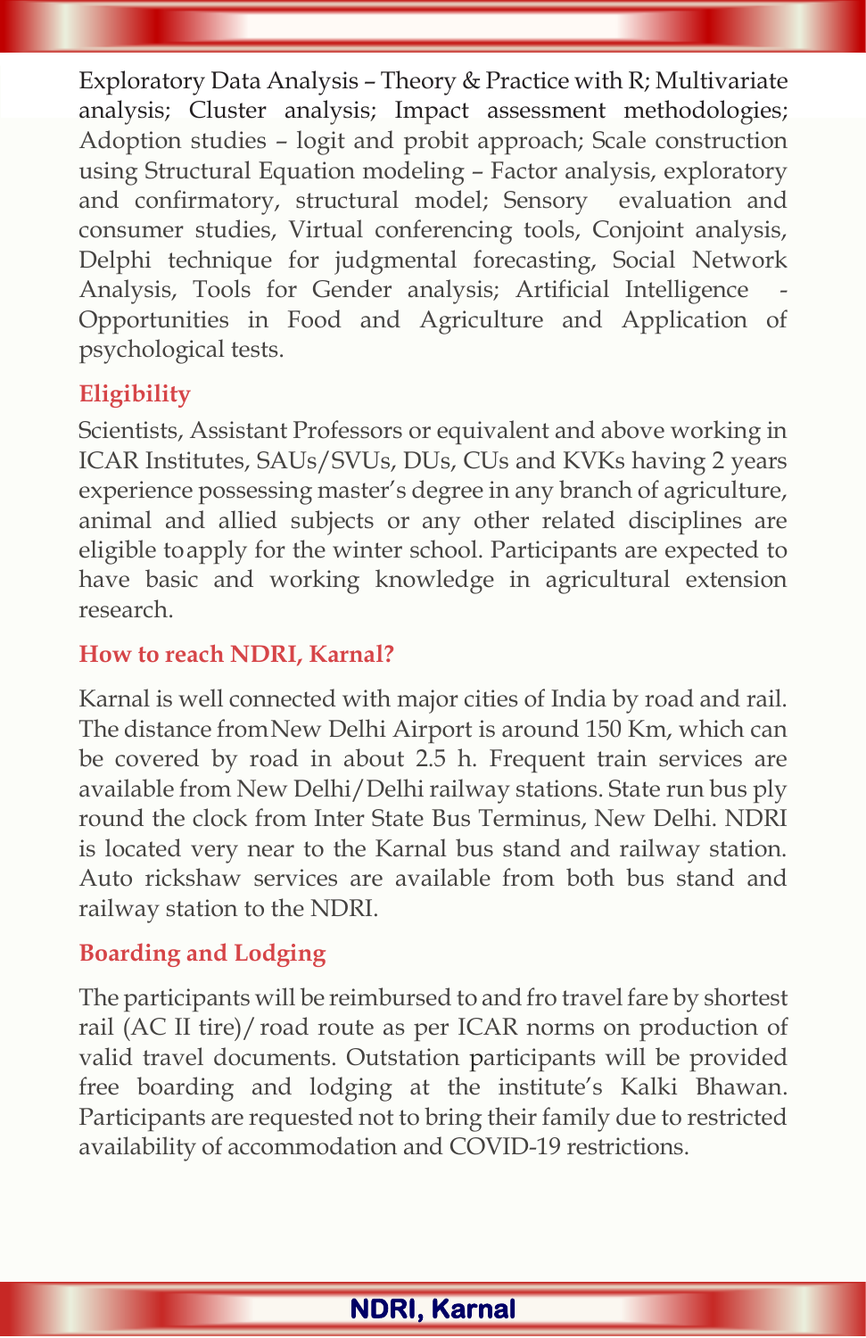Exploratory Data Analysis – Theory & Practice with R; Multivariate analysis; Cluster analysis; Impact assessment methodologies; Adoption studies – logit and probit approach; Scale construction using Structural Equation modeling – Factor analysis, exploratory and confirmatory, structural model; Sensory evaluation and consumer studies, Virtual conferencing tools, Conjoint analysis, Delphi technique for judgmental forecasting, Social Network Analysis, Tools for Gender analysis; Artificial Intelligence - Opportunities in Food and Agriculture and Application of psychological tests.

## Eligibility

Scientists, Assistant Professors or equivalent and above working in ICAR Institutes, SAUs/SVUs, DUs, CUs and KVKs having 2 years experience possessing master's degree in any branch of agriculture, animal and allied subjects or any other related disciplines are eligible to apply for the winter school. Participants are expected to have basic and working knowledge in agricultural extension research.

## How to reach NDRI, Karnal?

Karnal is well connected with major cities of India by road and rail. The distance from New Delhi Airport is around 150 Km, which can be covered by road in about 2.5 h. Frequent train services are available from New Delhi/Delhi railway stations. State run bus ply round the clock from Inter State Bus Terminus, New Delhi. NDRI is located very near to the Karnal bus stand and railway station. Auto rickshaw services are available from both bus stand and railway station to the NDRI.

## Boarding and Lodging

The participants will be reimbursed to and fro travel fare by shortest rail (AC II tire)/ road route as per ICAR norms on production of valid travel documents. Outstation participants will be provided free boarding and lodging at the institute's Kalki Bhawan. Participants are requested not to bring their family due to restricted availability of accommodation and COVID-19 restrictions.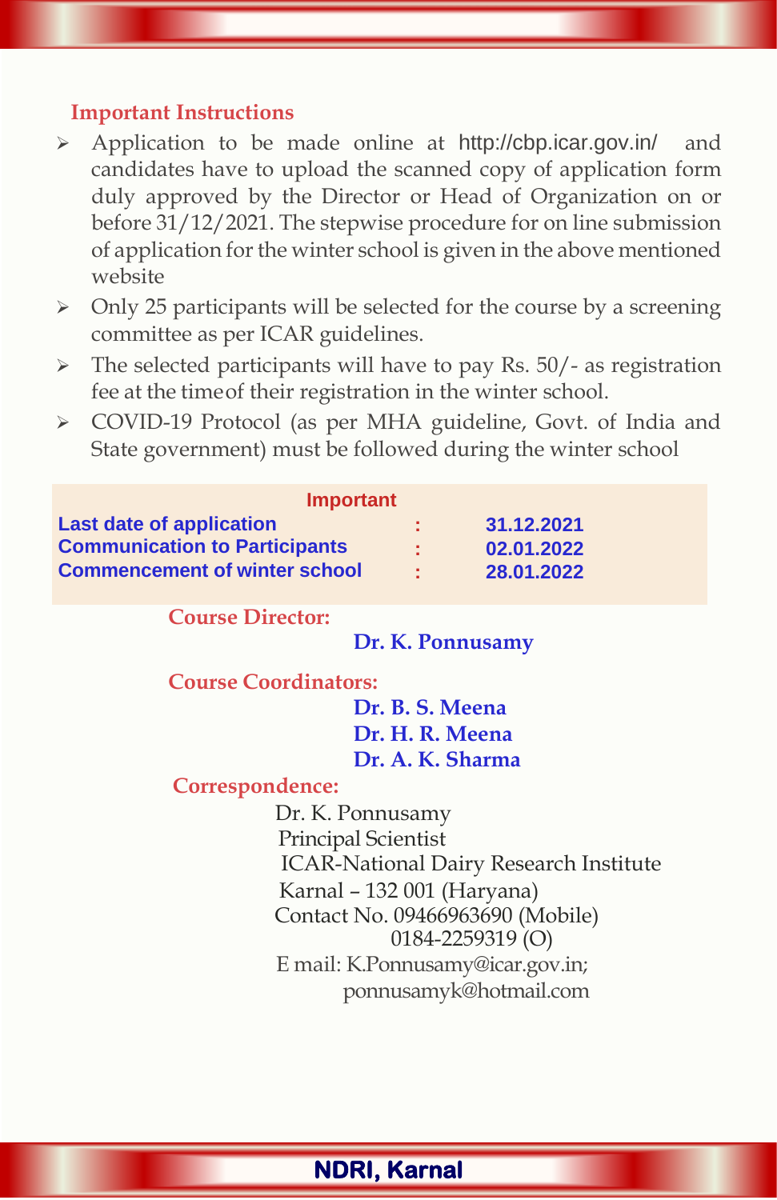## Important Instructions

- Application to be made online at http://cbp.icar.gov.in/ and candidates have to upload the scanned copy of application form duly approved by the Director or Head of Organization on or before 31/12/2021. The stepwise procedure for on line submission of application for the winter school is given in the above mentioned website
- Only 25 participants will be selected for the course by a screening committee as per ICAR guidelines.
- The selected participants will have to pay Rs. 50/- as registration fee at the time of their registration in the winter school.
- COVID-19 Protocol (as per MHA guideline, Govt. of India and State government) must be followed during the winter school

**Important**

| | | |
|---|---|---|
| **Last date of application** | **:** | **31.12.2021** |
| **Communication to Participants** | **:** | **02.01.2022** |
| **Commencement of winter school** | **:** | **28.01.2022** |

**Course Director:**

**Dr. K. Ponnusamy**

**Course Coordinators:**

**Dr. B. S. Meena**
**Dr. H. R. Meena**
**Dr. A. K. Sharma**

**Correspondence:**

Dr. K. Ponnusamy
Principal Scientist
ICAR-National Dairy Research Institute
Karnal – 132 001 (Haryana)
Contact No. 09466963690 (Mobile)
0184-2259319 (O)
E mail: K.Ponnusamy@icar.gov.in;
ponnusamyk@hotmail.com